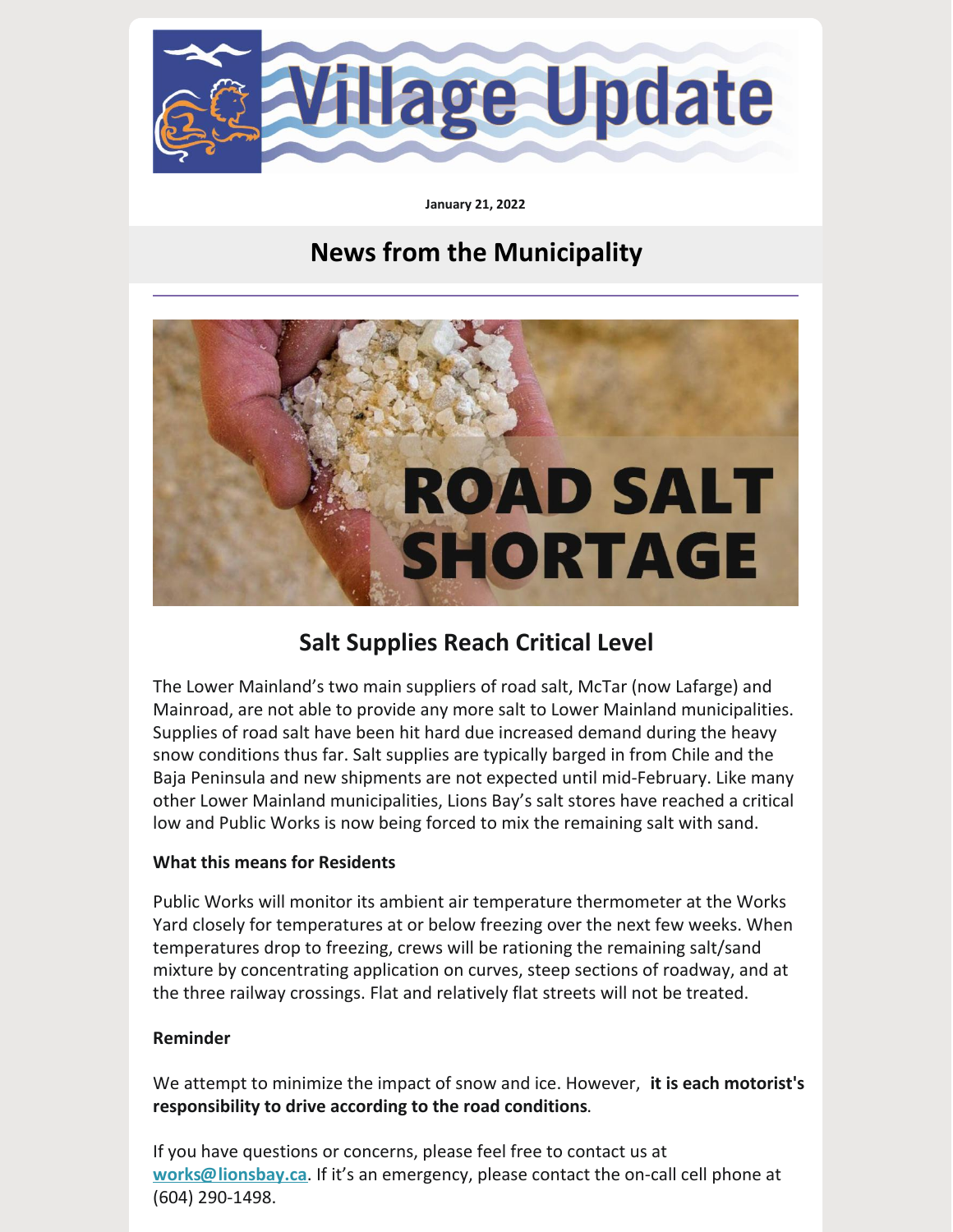# Village Update

**January 21, 2022**

## News from the Municipality

ROAD SALT SHORTAGE

### Salt Supplies Reach Critical Level

The Lower Mainland's two main suppliers of road salt, McTar (now Lafarge) and Mainroad, are not able to provide any more salt to Lower Mainland municipalities. Supplies of road salt have been hit hard due increased demand during the heavy snow conditions thus far. Salt supplies are typically barged in from Chile and the Baja Peninsula and new shipments are not expected until mid-February. Like many other Lower Mainland municipalities, Lions Bay's salt stores have reached a critical low and Public Works is now being forced to mix the remaining salt with sand.

**What this means for Residents**

Public Works will monitor its ambient air temperature thermometer at the Works Yard closely for temperatures at or below freezing over the next few weeks. When temperatures drop to freezing, crews will be rationing the remaining salt/sand mixture by concentrating application on curves, steep sections of roadway, and at the three railway crossings. Flat and relatively flat streets will not be treated.

**Reminder**

We attempt to minimize the impact of snow and ice. However, **it is each motorist's responsibility to drive according to the road conditions**.

If you have questions or concerns, please feel free to contact us at **works@lionsbay.ca**. If it's an emergency, please contact the on-call cell phone at (604) 290-1498.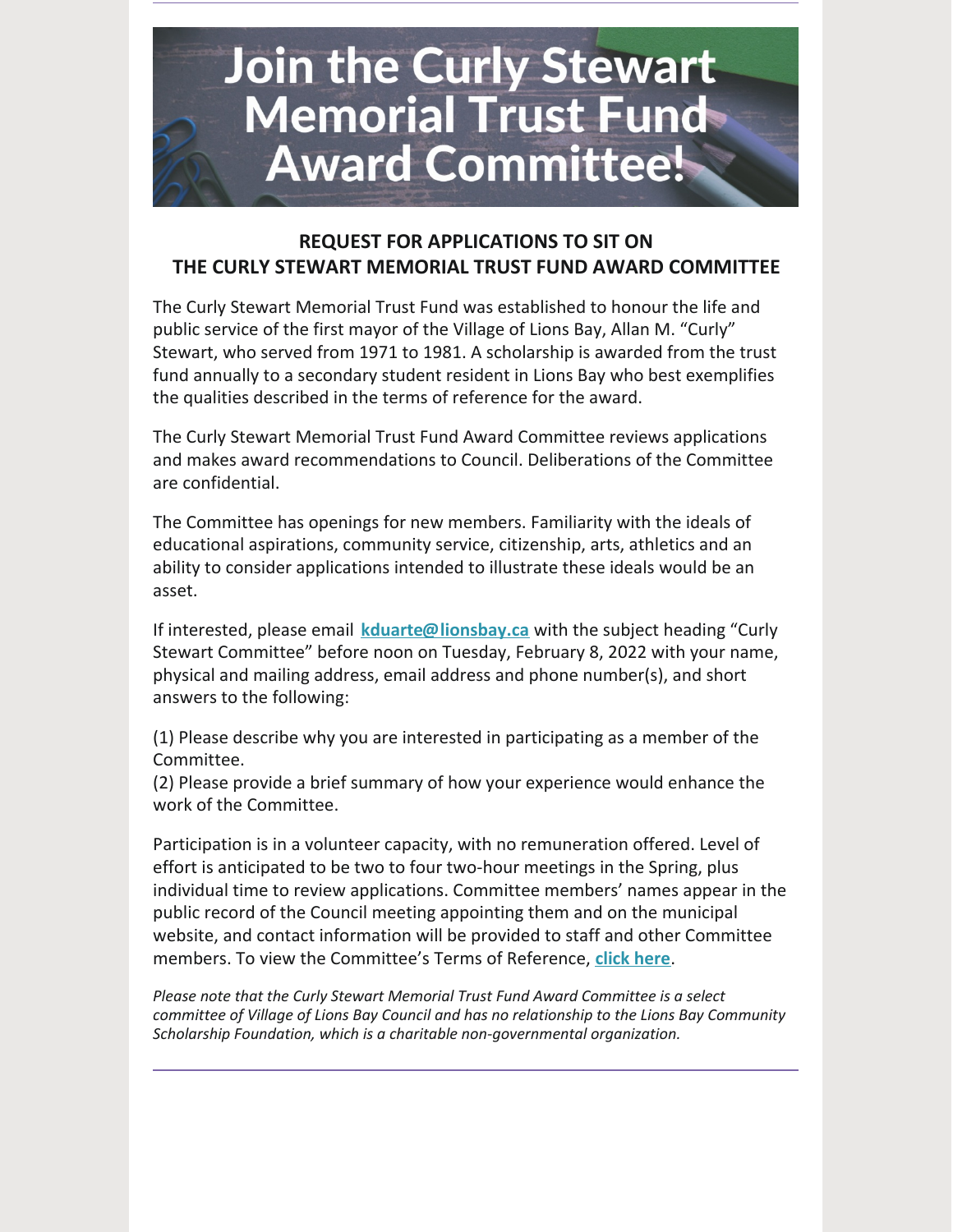# Join the Curly Stewart Memorial Trust Fund Award Committee!

## REQUEST FOR APPLICATIONS TO SIT ON THE CURLY STEWART MEMORIAL TRUST FUND AWARD COMMITTEE

The Curly Stewart Memorial Trust Fund was established to honour the life and public service of the first mayor of the Village of Lions Bay, Allan M. "Curly" Stewart, who served from 1971 to 1981. A scholarship is awarded from the trust fund annually to a secondary student resident in Lions Bay who best exemplifies the qualities described in the terms of reference for the award.

The Curly Stewart Memorial Trust Fund Award Committee reviews applications and makes award recommendations to Council. Deliberations of the Committee are confidential.

The Committee has openings for new members. Familiarity with the ideals of educational aspirations, community service, citizenship, arts, athletics and an ability to consider applications intended to illustrate these ideals would be an asset.

If interested, please email **kduarte@lionsbay.ca** with the subject heading "Curly Stewart Committee" before noon on Tuesday, February 8, 2022 with your name, physical and mailing address, email address and phone number(s), and short answers to the following:

(1) Please describe why you are interested in participating as a member of the Committee.
(2) Please provide a brief summary of how your experience would enhance the work of the Committee.

Participation is in a volunteer capacity, with no remuneration offered. Level of effort is anticipated to be two to four two-hour meetings in the Spring, plus individual time to review applications. Committee members' names appear in the public record of the Council meeting appointing them and on the municipal website, and contact information will be provided to staff and other Committee members. To view the Committee's Terms of Reference, **click here**.

*Please note that the Curly Stewart Memorial Trust Fund Award Committee is a select committee of Village of Lions Bay Council and has no relationship to the Lions Bay Community Scholarship Foundation, which is a charitable non-governmental organization.*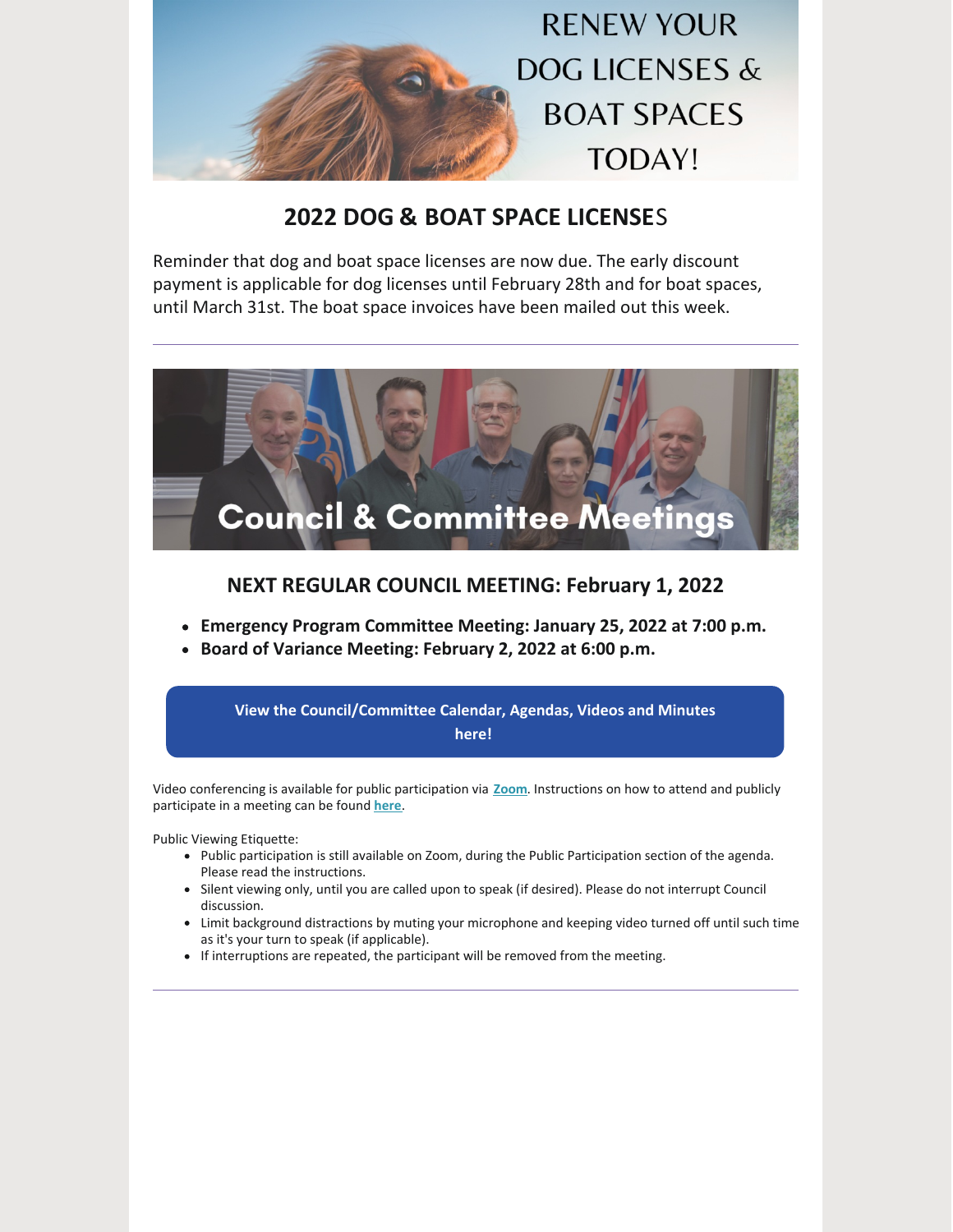RENEW YOUR DOG LICENSES & BOAT SPACES TODAY!

## 2022 DOG & BOAT SPACE LICENSES

Reminder that dog and boat space licenses are now due. The early discount payment is applicable for dog licenses until February 28th and for boat spaces, until March 31st. The boat space invoices have been mailed out this week.

---

Council & Committee Meetings

### NEXT REGULAR COUNCIL MEETING: February 1, 2022

- **Emergency Program Committee Meeting: January 25, 2022 at 7:00 p.m.**
- **Board of Variance Meeting: February 2, 2022 at 6:00 p.m.**

**View the Council/Committee Calendar, Agendas, Videos and Minutes here!**

Video conferencing is available for public participation via **Zoom**. Instructions on how to attend and publicly participate in a meeting can be found **here**.

Public Viewing Etiquette:

- Public participation is still available on Zoom, during the Public Participation section of the agenda. Please read the instructions.
- Silent viewing only, until you are called upon to speak (if desired). Please do not interrupt Council discussion.
- Limit background distractions by muting your microphone and keeping video turned off until such time as it's your turn to speak (if applicable).
- If interruptions are repeated, the participant will be removed from the meeting.

---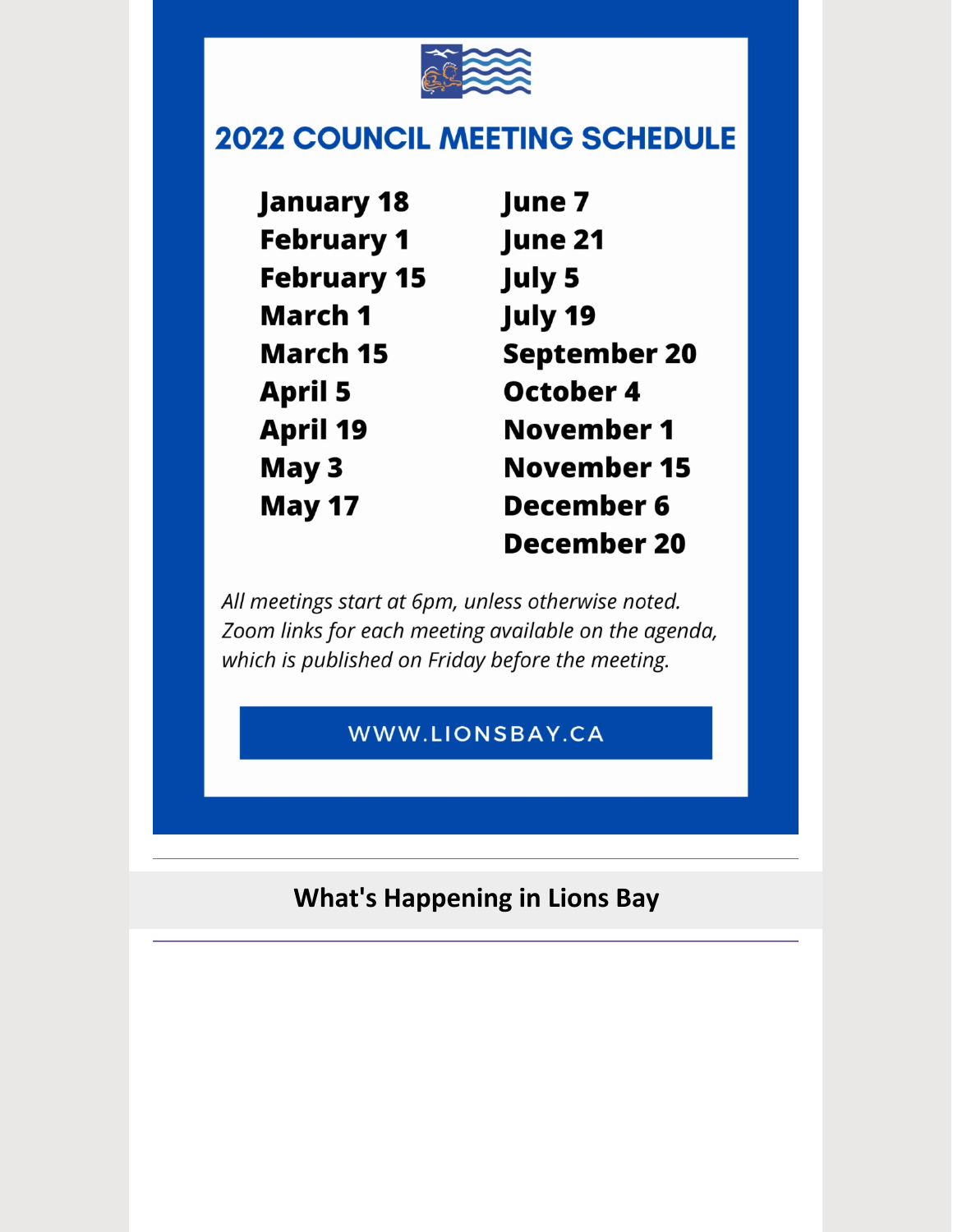## 2022 COUNCIL MEETING SCHEDULE

**January 18**
**February 1**
**February 15**
**March 1**
**March 15**
**April 5**
**April 19**
**May 3**
**May 17**
**June 7**
**June 21**
**July 5**
**July 19**
**September 20**
**October 4**
**November 1**
**November 15**
**December 6**
**December 20**

*All meetings start at 6pm, unless otherwise noted. Zoom links for each meeting available on the agenda, which is published on Friday before the meeting.*

WWW.LIONSBAY.CA

## What's Happening in Lions Bay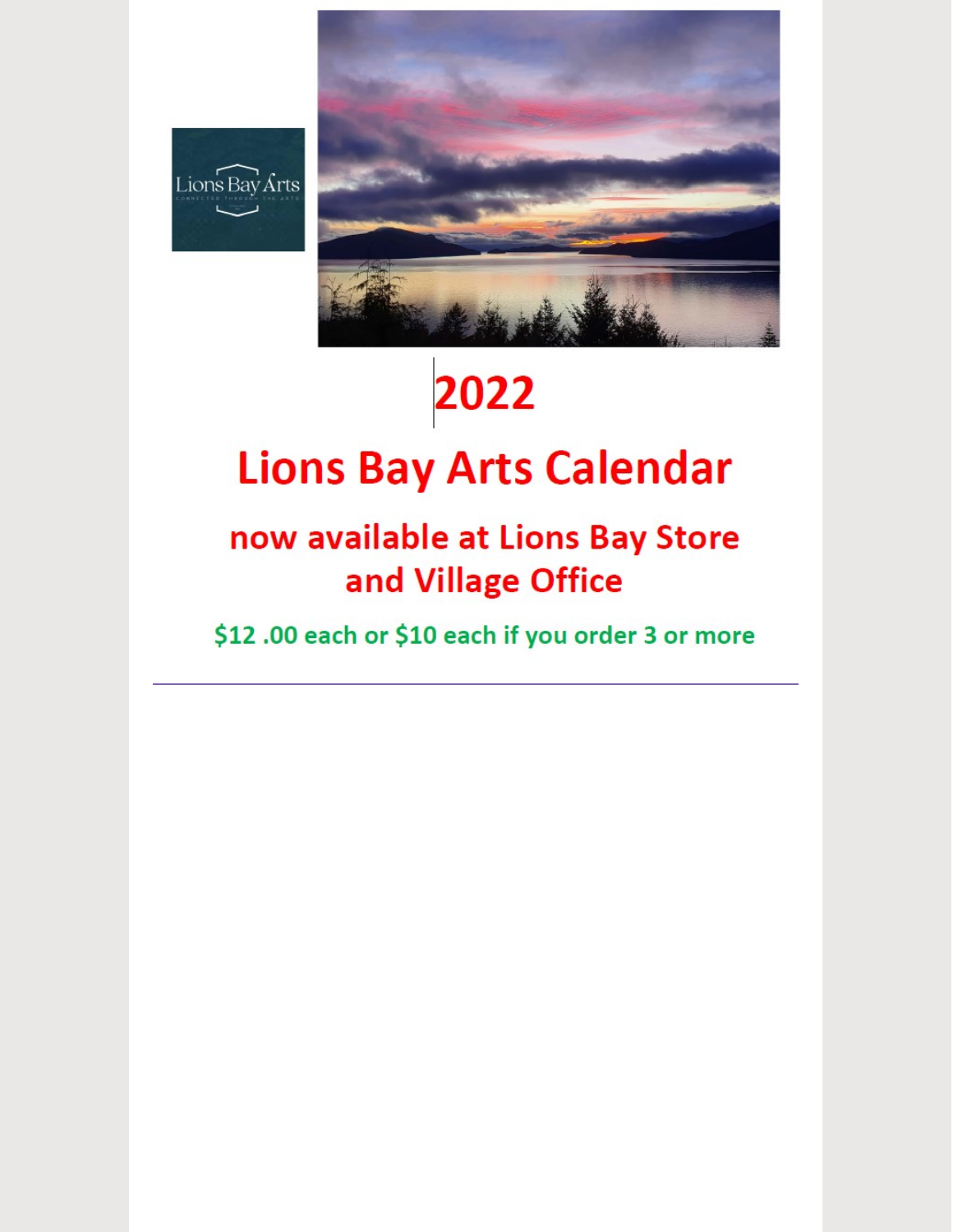# 2022

# Lions Bay Arts Calendar

## now available at Lions Bay Store and Village Office

**$12 .00 each or $10 each if you order 3 or more**

---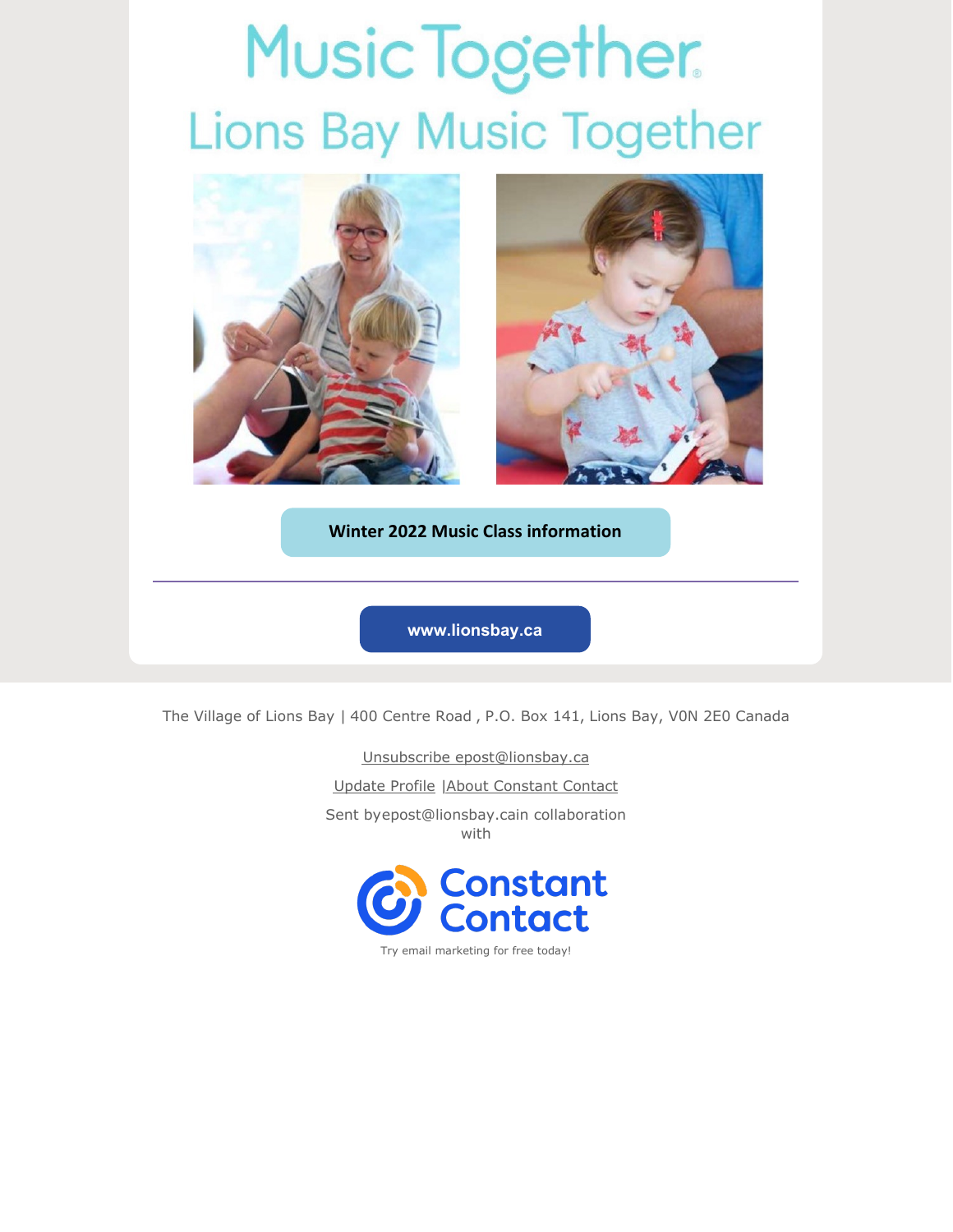# Music Together

## Lions Bay Music Together

**Winter 2022 Music Class information**

---

www.lionsbay.ca

The Village of Lions Bay | 400 Centre Road , P.O. Box 141, Lions Bay, V0N 2E0 Canada

Unsubscribe epost@lionsbay.ca

Update Profile |About Constant Contact

Sent byepost@lionsbay.cain collaboration with

Constant Contact

Try email marketing for free today!